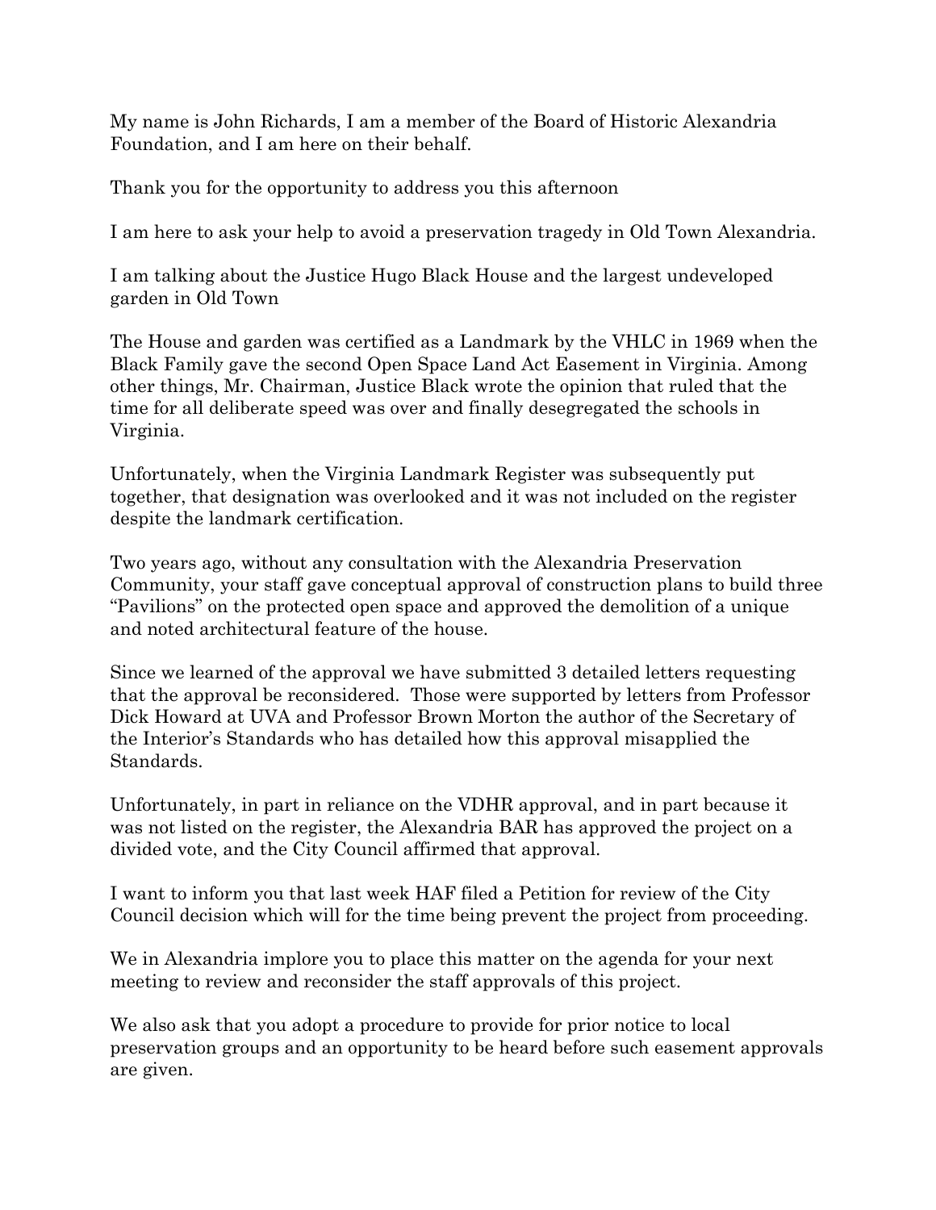My name is John Richards, I am a member of the Board of Historic Alexandria Foundation, and I am here on their behalf.

Thank you for the opportunity to address you this afternoon

I am here to ask your help to avoid a preservation tragedy in Old Town Alexandria.

I am talking about the Justice Hugo Black House and the largest undeveloped garden in Old Town

The House and garden was certified as a Landmark by the VHLC in 1969 when the Black Family gave the second Open Space Land Act Easement in Virginia. Among other things, Mr. Chairman, Justice Black wrote the opinion that ruled that the time for all deliberate speed was over and finally desegregated the schools in Virginia.

Unfortunately, when the Virginia Landmark Register was subsequently put together, that designation was overlooked and it was not included on the register despite the landmark certification.

Two years ago, without any consultation with the Alexandria Preservation Community, your staff gave conceptual approval of construction plans to build three "Pavilions" on the protected open space and approved the demolition of a unique and noted architectural feature of the house.

Since we learned of the approval we have submitted 3 detailed letters requesting that the approval be reconsidered. Those were supported by letters from Professor Dick Howard at UVA and Professor Brown Morton the author of the Secretary of the Interior's Standards who has detailed how this approval misapplied the Standards.

Unfortunately, in part in reliance on the VDHR approval, and in part because it was not listed on the register, the Alexandria BAR has approved the project on a divided vote, and the City Council affirmed that approval.

I want to inform you that last week HAF filed a Petition for review of the City Council decision which will for the time being prevent the project from proceeding.

We in Alexandria implore you to place this matter on the agenda for your next meeting to review and reconsider the staff approvals of this project.

We also ask that you adopt a procedure to provide for prior notice to local preservation groups and an opportunity to be heard before such easement approvals are given.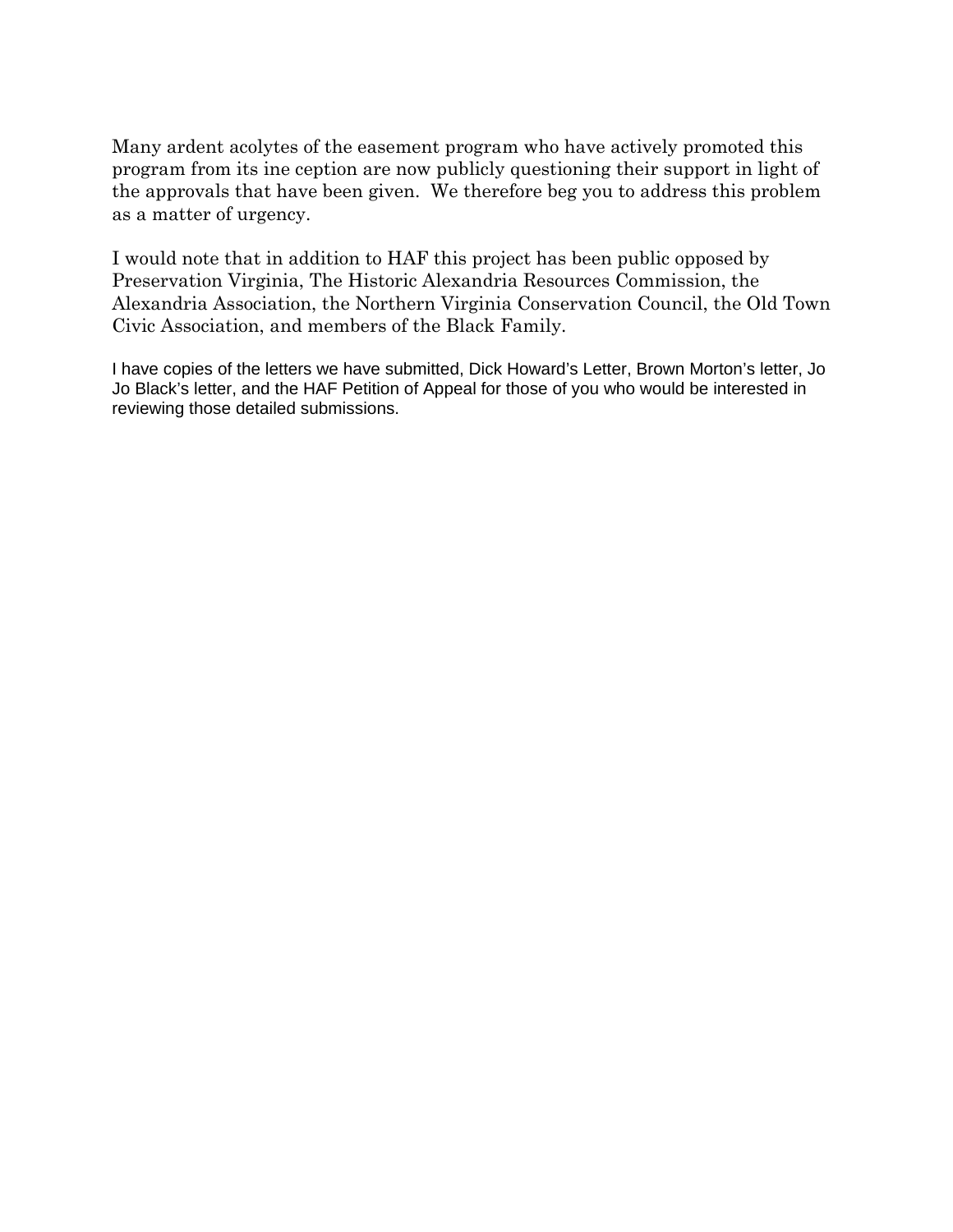Many ardent acolytes of the easement program who have actively promoted this program from its ine ception are now publicly questioning their support in light of the approvals that have been given.  We therefore beg you to address this problem as a matter of urgency.

I would note that in addition to HAF this project has been public opposed by Preservation Virginia, The Historic Alexandria Resources Commission, the Alexandria Association, the Northern Virginia Conservation Council, the Old Town Civic Association, and members of the Black Family.

I have copies of the letters we have submitted, Dick Howard's Letter, Brown Morton's letter, Jo Jo Black's letter, and the HAF Petition of Appeal for those of you who would be interested in reviewing those detailed submissions.